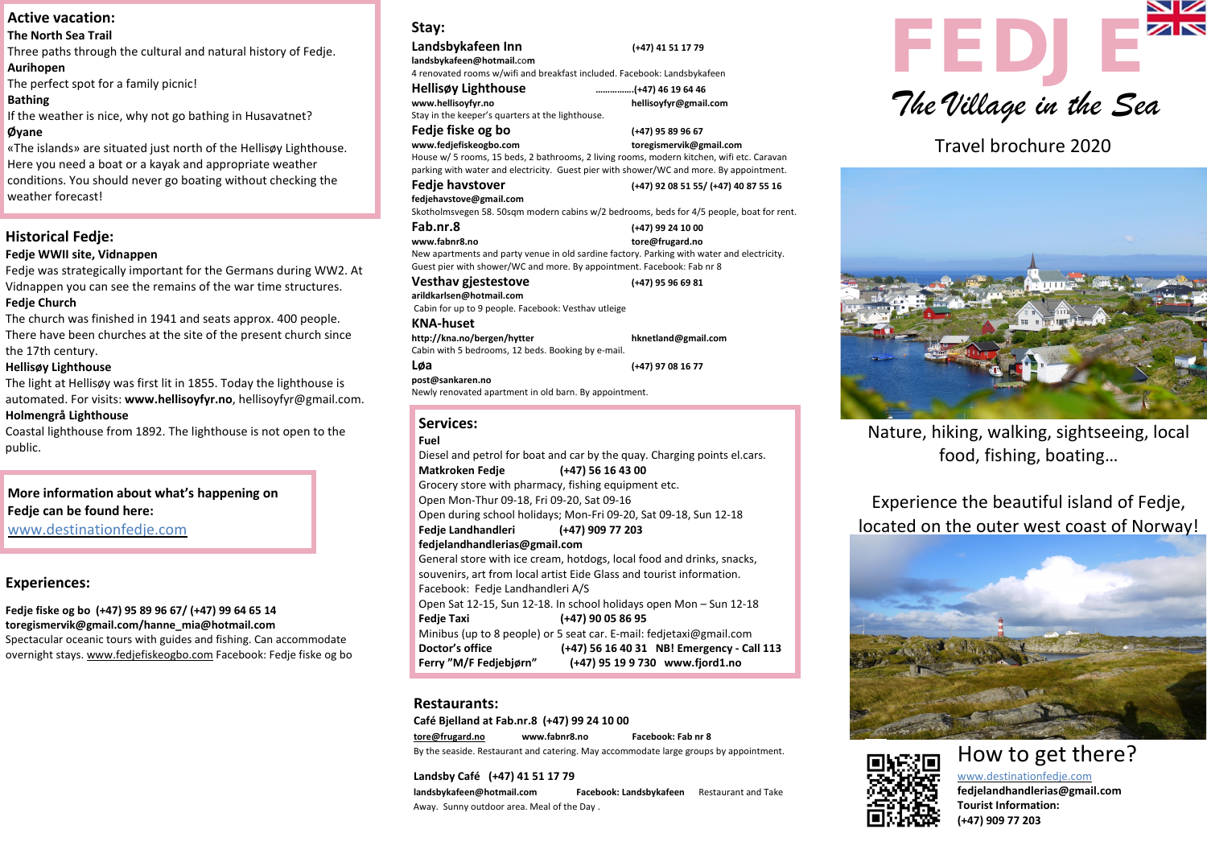## Active vacation:

**The North Sea Trail**
Three paths through the cultural and natural history of Fedje.

**Aurihopen**
The perfect spot for a family picnic!

**Bathing**
If the weather is nice, why not go bathing in Husavatnet?

**Øyane**
«The islands» are situated just north of the Hellisøy Lighthouse. Here you need a boat or a kayak and appropriate weather conditions. You should never go boating without checking the weather forecast!

## Historical Fedje:

**Fedje WWII site, Vidnappen**
Fedje was strategically important for the Germans during WW2. At Vidnappen you can see the remains of the war time structures.

**Fedje Church**
The church was finished in 1941 and seats approx. 400 people. There have been churches at the site of the present church since the 17th century.

**Hellisøy Lighthouse**
The light at Hellisøy was first lit in 1855. Today the lighthouse is automated. For visits: **www.hellisoyfyr.no**, hellisoyfyr@gmail.com.

**Holmengrå Lighthouse**
Coastal lighthouse from 1892. The lighthouse is not open to the public.

**More information about what's happening on Fedje can be found here:**
www.destinationfedje.com

## Experiences:

**Fedje fiske og bo (+47) 95 89 96 67/ (+47) 99 64 65 14**
**toregismervik@gmail.com/hanne_mia@hotmail.com**
Spectacular oceanic tours with guides and fishing. Can accommodate overnight stays. www.fedjefiskeogbo.com Facebook: Fedje fiske og bo

## Stay:

**Landsbykafeen Inn** (+47) 41 51 17 79
landsbykafeen@hotmail.com
4 renovated rooms w/wifi and breakfast included. Facebook: Landsbykafeen

**Hellisøy Lighthouse** ……………(+47) 46 19 64 46
www.hellisoyfyr.no hellisoyfyr@gmail.com
Stay in the keeper's quarters at the lighthouse.

**Fedje fiske og bo** (+47) 95 89 96 67
www.fedjefiskeogbo.com toregismervik@gmail.com
House w/ 5 rooms, 15 beds, 2 bathrooms, 2 living rooms, modern kitchen, wifi etc. Caravan parking with water and electricity. Guest pier with shower/WC and more. By appointment.

**Fedje havstover** (+47) 92 08 51 55/ (+47) 40 87 55 16
fedjehavstove@gmail.com
Skotholmsvegen 58. 50sqm modern cabins w/2 bedrooms, beds for 4/5 people, boat for rent.

**Fab.nr.8** (+47) 99 24 10 00
www.fabnr8.no tore@frugard.no
New apartments and party venue in old sardine factory. Parking with water and electricity. Guest pier with shower/WC and more. By appointment. Facebook: Fab nr 8

**Vesthav gjestestove** (+47) 95 96 69 81
arildkarlsen@hotmail.com
Cabin for up to 9 people. Facebook: Vesthav utleige

**KNA-huset**
http://kna.no/bergen/hytter hknetland@gmail.com
Cabin with 5 bedrooms, 12 beds. Booking by e-mail.

**Løa** (+47) 97 08 16 77
post@sankaren.no
Newly renovated apartment in old barn. By appointment.

## Services:

**Fuel**
Diesel and petrol for boat and car by the quay. Charging points el.cars.

**Matkroken Fedje** (+47) 56 16 43 00
Grocery store with pharmacy, fishing equipment etc.
Open Mon-Thur 09-18, Fri 09-20, Sat 09-16
Open during school holidays; Mon-Fri 09-20, Sat 09-18, Sun 12-18

**Fedje Landhandleri** (+47) 909 77 203
**fedjelandhandlerias@gmail.com**
General store with ice cream, hotdogs, local food and drinks, snacks, souvenirs, art from local artist Eide Glass and tourist information.
Facebook: Fedje Landhandleri A/S
Open Sat 12-15, Sun 12-18. In school holidays open Mon – Sun 12-18

**Fedje Taxi** (+47) 90 05 86 95
Minibus (up to 8 people) or 5 seat car. E-mail: fedjetaxi@gmail.com

**Doctor's office** (+47) 56 16 40 31 **NB! Emergency - Call 113**

**Ferry "M/F Fedjebjørn"** (+47) 95 19 9 730 **www.fjord1.no**

## Restaurants:

**Café Bjelland at Fab.nr.8 (+47) 99 24 10 00**
tore@frugard.no www.fabnr8.no Facebook: Fab nr 8
By the seaside. Restaurant and catering. May accommodate large groups by appointment.

**Landsby Café (+47) 41 51 17 79**
landsbykafeen@hotmail.com Facebook: Landsbykafeen Restaurant and Take Away. Sunny outdoor area. Meal of the Day .

# FEDJE

*The Village in the Sea*

Travel brochure 2020

Nature, hiking, walking, sightseeing, local food, fishing, boating…

Experience the beautiful island of Fedje, located on the outer west coast of Norway!

## How to get there?

www.destinationfedje.com
**fedjelandhandlerias@gmail.com**
**Tourist Information:**
**(+47) 909 77 203**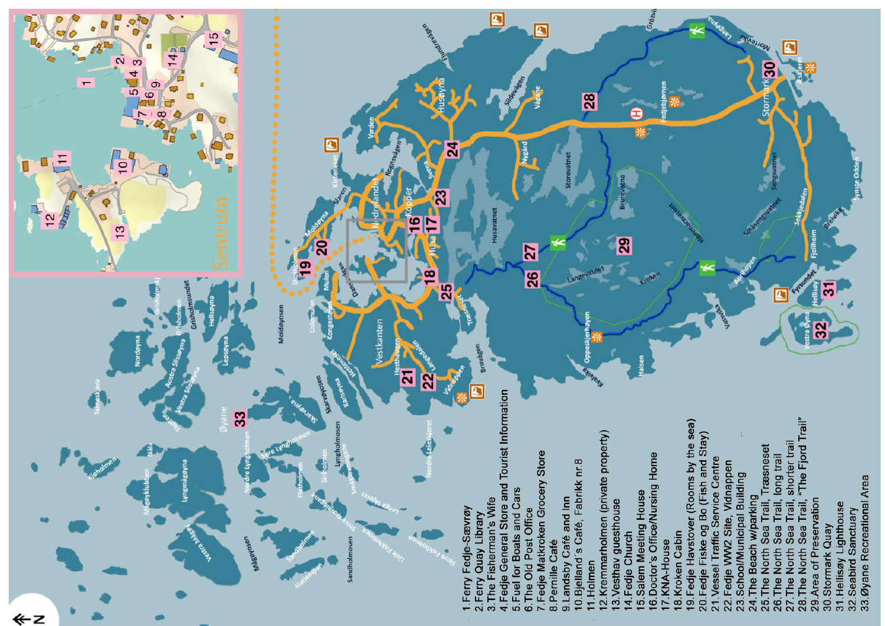Sentrum

1. Ferry Fedje-Sævrøy
2. Ferry Quay Library
3. The Fisherman's Wife
4. Fedje General Store and Tourist Information
5. Fuel for Boats and Cars
6. The Old Post Office
7. Fedje Matkroken Grocery Store
8. Pernille Café
9. Landsby Café and Inn
10. Bjelland's Café, Fabrikk nr.8
11. Holmen
12. Kremmarholmen (private property)
13. Vesthav guesthouse
14. Fedje Church
15. Salem Meeting House
16. Doctor's Office/Nursing Home
17. KNA-House
18. Kroken Cabin
19. Fedje Havstover (Rooms by the sea)
20. Fedje Fiske og Bo (Fish and Stay)
21. Vessel Traffic Service Centre
22. Fedje WW2 Site, Vidnappen
23. School/Municipal Building
24. The Beach w/parking
25. The North Sea Trail, Træsneset
26. The North Sea Trail, long trail
27. The North Sea Trail, shorter trail
28. The North Sea Trail, "The Fjord Trail"
29. Area of Preservation
30. Stormark Quay
31. Hellisøy Lighthouse
32. Seabird Sanctuary
33. Øyane Recreational Area